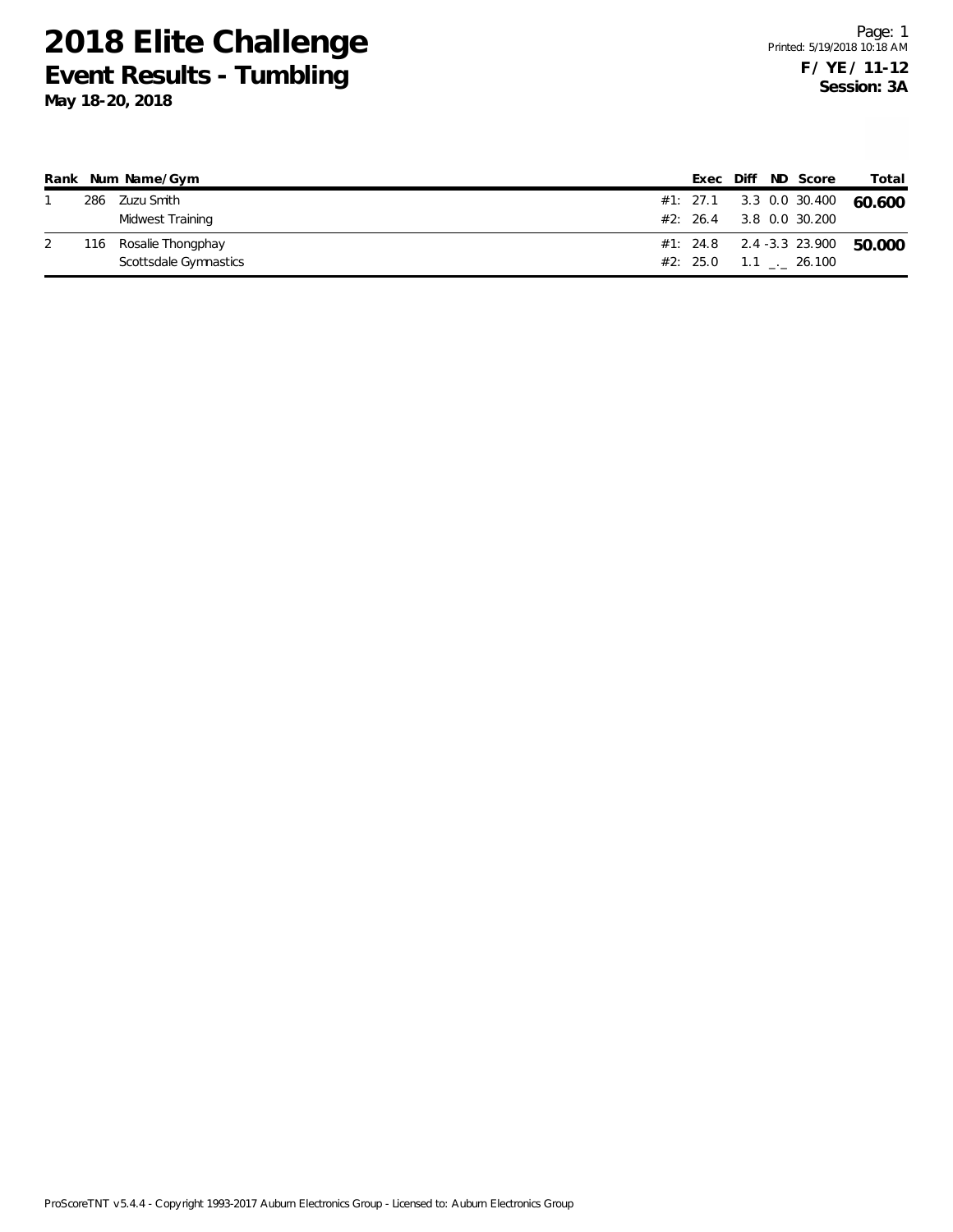# 2018 Elite Challenge

## Event Results - Tumbling

**May 18-20, 2018**

Page: 1
Printed: 5/19/2018 10:18 AM

**F / YE / 11-12**
**Session: 3A**

| Rank | Num | Name/Gym | | Exec | Diff | ND | Score | Total |
|---|---|---|---|---|---|---|---|---|
| 1 | 286 | Zuzu Smith | #1: | 27.1 | 3.3 | 0.0 | 30.400 | **60.600** |
| | | Midwest Training | #2: | 26.4 | 3.8 | 0.0 | 30.200 | |
| 2 | 116 | Rosalie Thongphay | #1: | 24.8 | 2.4 | -3.3 | 23.900 | **50.000** |
| | | Scottsdale Gymnastics | #2: | 25.0 | 1.1 | _._ | 26.100 | |

ProScoreTNT v5.4.4 - Copyright 1993-2017 Auburn Electronics Group - Licensed to: Auburn Electronics Group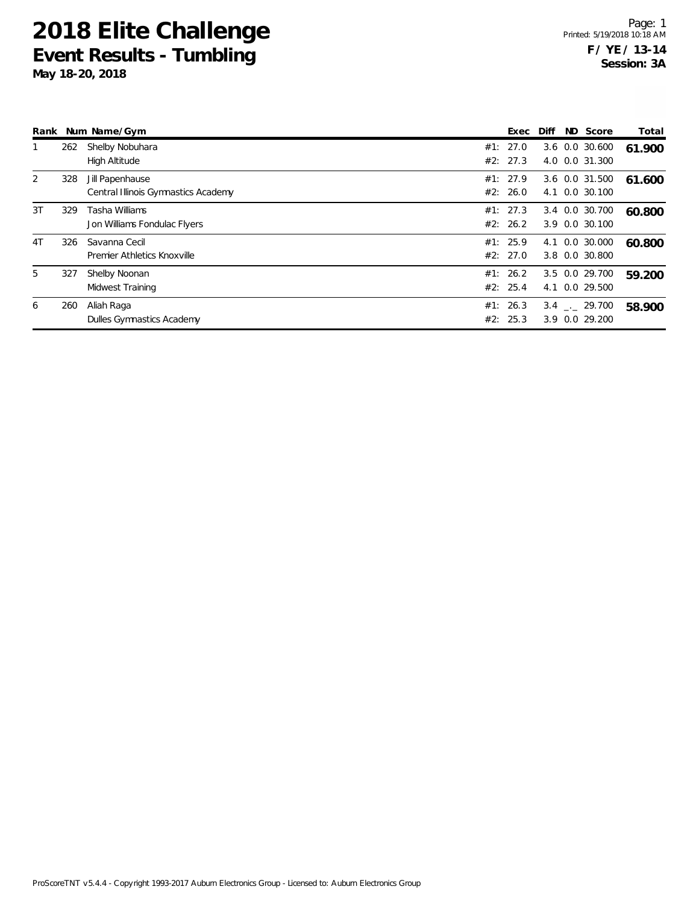# 2018 Elite Challenge

## Event Results - Tumbling

**May 18-20, 2018**

**F / YE / 13-14**
**Session: 3A**

| Rank | Num | Name/Gym | | Exec | Diff | ND | Score | Total |
|---|---|---|---|---|---|---|---|---|
| 1 | 262 | Shelby Nobuhara | #1: | 27.0 | 3.6 | 0.0 | 30.600 | **61.900** |
| | | High Altitude | #2: | 27.3 | 4.0 | 0.0 | 31.300 | |
| 2 | 328 | Jill Papenhause | #1: | 27.9 | 3.6 | 0.0 | 31.500 | **61.600** |
| | | Central Illinois Gymnastics Academy | #2: | 26.0 | 4.1 | 0.0 | 30.100 | |
| 3T | 329 | Tasha Williams | #1: | 27.3 | 3.4 | 0.0 | 30.700 | **60.800** |
| | | Jon Williams Fondulac Flyers | #2: | 26.2 | 3.9 | 0.0 | 30.100 | |
| 4T | 326 | Savanna Cecil | #1: | 25.9 | 4.1 | 0.0 | 30.000 | **60.800** |
| | | Premier Athletics Knoxville | #2: | 27.0 | 3.8 | 0.0 | 30.800 | |
| 5 | 327 | Shelby Noonan | #1: | 26.2 | 3.5 | 0.0 | 29.700 | **59.200** |
| | | Midwest Training | #2: | 25.4 | 4.1 | 0.0 | 29.500 | |
| 6 | 260 | Aliah Raga | #1: | 26.3 | 3.4 | _._ | 29.700 | **58.900** |
| | | Dulles Gymnastics Academy | #2: | 25.3 | 3.9 | 0.0 | 29.200 | |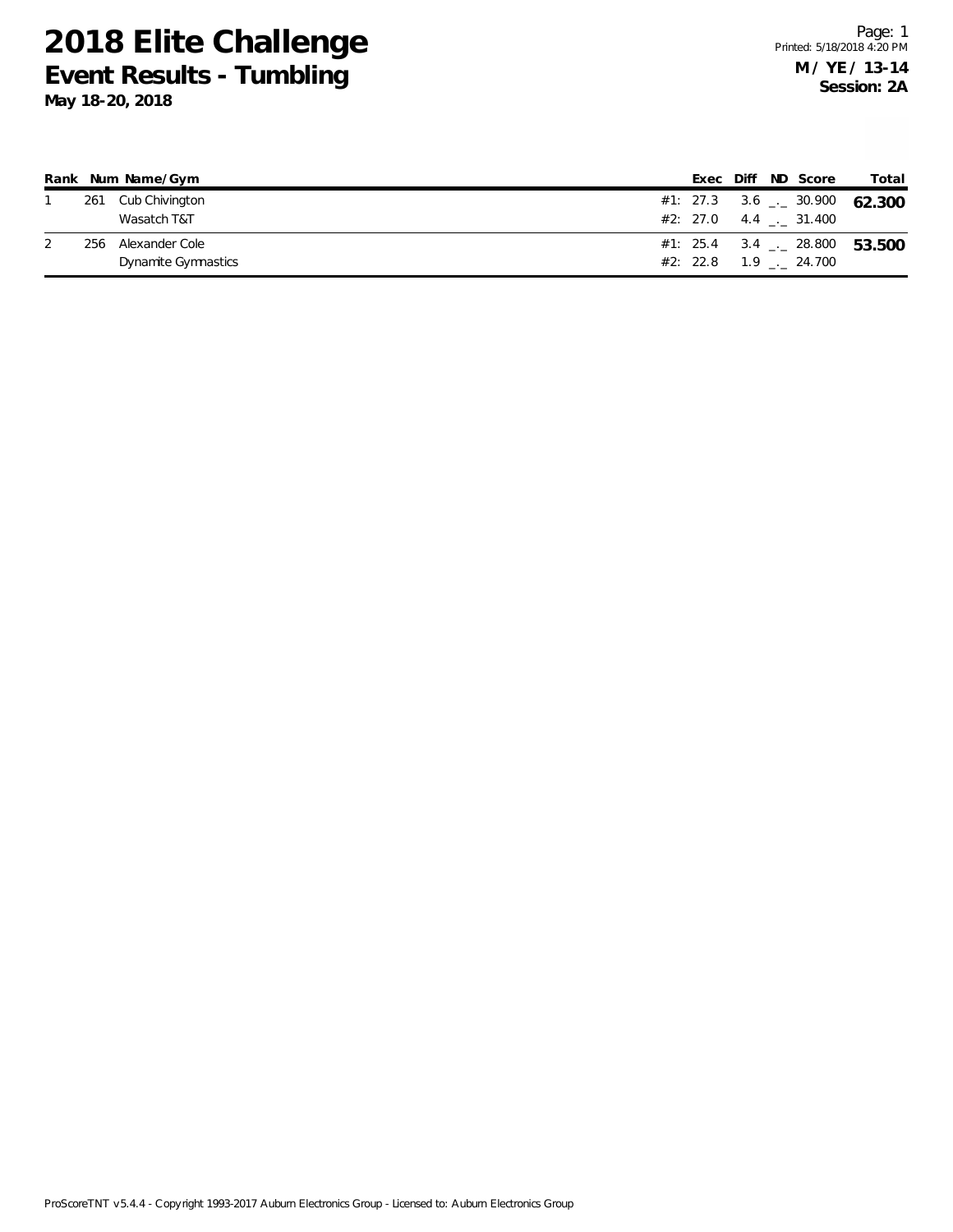# 2018 Elite Challenge

## Event Results - Tumbling

**May 18-20, 2018**

**M / YE / 13-14**
**Session: 2A**

| Rank | Num | Name/Gym | | Exec | Diff | ND | Score | Total |
|---|---|---|---|---|---|---|---|---|
| 1 | 261 | Cub Chivington | #1: | 27.3 | 3.6 | _._ | 30.900 | **62.300** |
| | | Wasatch T&T | #2: | 27.0 | 4.4 | _._ | 31.400 | |
| 2 | 256 | Alexander Cole | #1: | 25.4 | 3.4 | _._ | 28.800 | **53.500** |
| | | Dynamite Gymnastics | #2: | 22.8 | 1.9 | _._ | 24.700 | |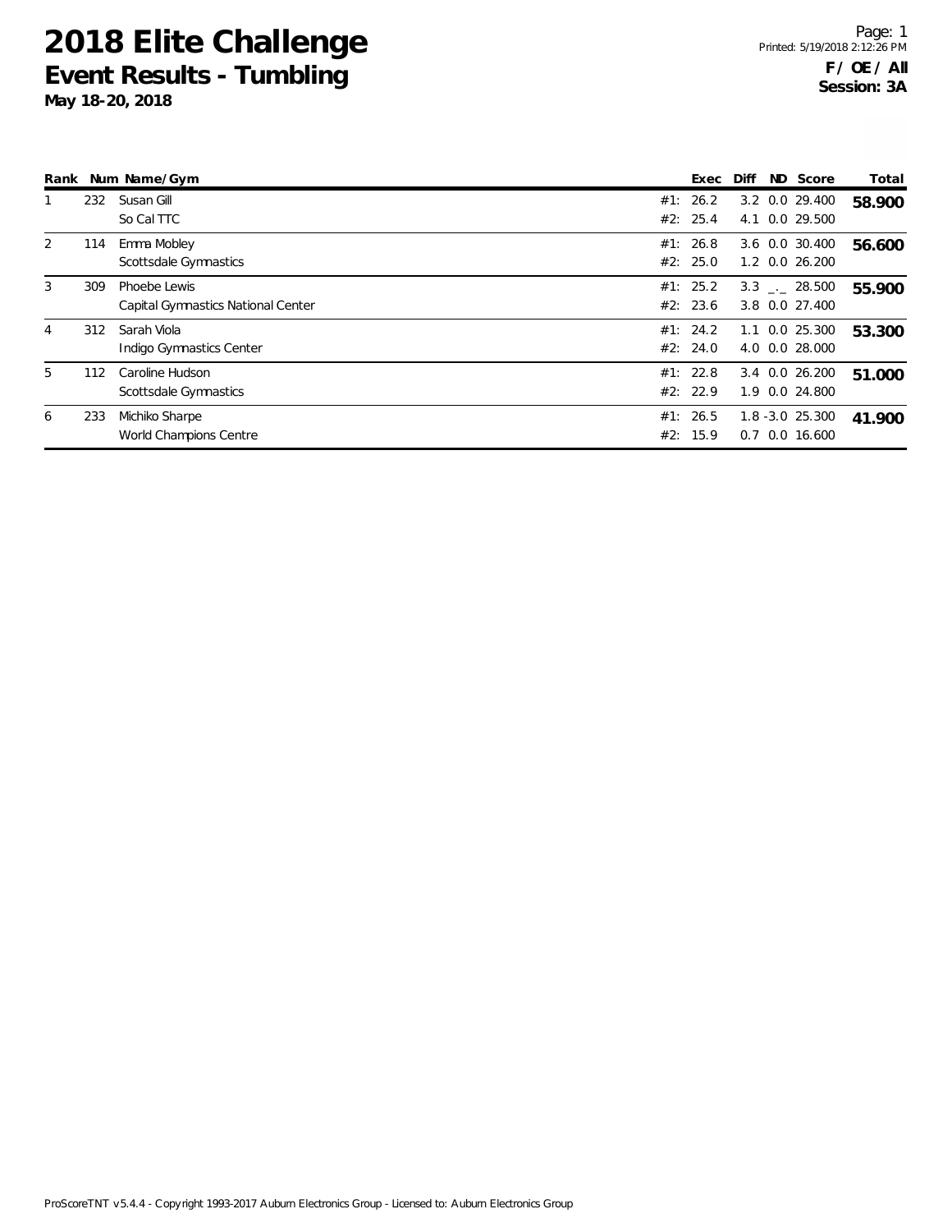# 2018 Elite Challenge

## Event Results - Tumbling

**May 18-20, 2018**

**F / OE / All**
**Session: 3A**

| Rank | Num | Name/Gym | | Exec | Diff | ND | Score | Total |
|---|---|---|---|---|---|---|---|---|
| 1 | 232 | Susan Gill | #1: | 26.2 | 3.2 | 0.0 | 29.400 | **58.900** |
| | | So Cal TTC | #2: | 25.4 | 4.1 | 0.0 | 29.500 | |
| 2 | 114 | Emma Mobley | #1: | 26.8 | 3.6 | 0.0 | 30.400 | **56.600** |
| | | Scottsdale Gymnastics | #2: | 25.0 | 1.2 | 0.0 | 26.200 | |
| 3 | 309 | Phoebe Lewis | #1: | 25.2 | 3.3 | _._ | 28.500 | **55.900** |
| | | Capital Gymnastics National Center | #2: | 23.6 | 3.8 | 0.0 | 27.400 | |
| 4 | 312 | Sarah Viola | #1: | 24.2 | 1.1 | 0.0 | 25.300 | **53.300** |
| | | Indigo Gymnastics Center | #2: | 24.0 | 4.0 | 0.0 | 28.000 | |
| 5 | 112 | Caroline Hudson | #1: | 22.8 | 3.4 | 0.0 | 26.200 | **51.000** |
| | | Scottsdale Gymnastics | #2: | 22.9 | 1.9 | 0.0 | 24.800 | |
| 6 | 233 | Michiko Sharpe | #1: | 26.5 | 1.8 | -3.0 | 25.300 | **41.900** |
| | | World Champions Centre | #2: | 15.9 | 0.7 | 0.0 | 16.600 | |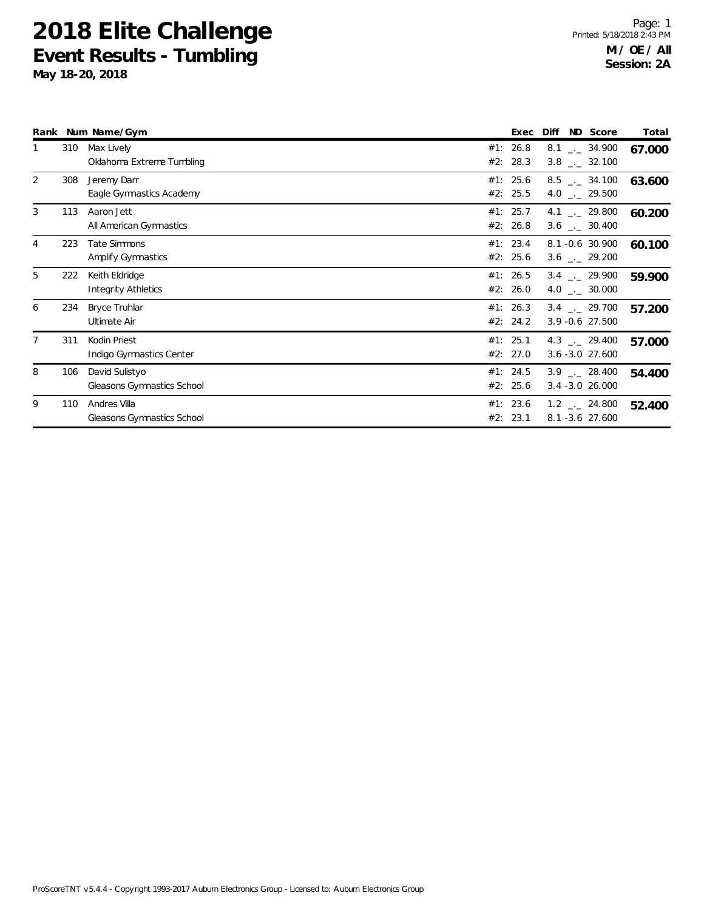# 2018 Elite Challenge

## Event Results - Tumbling

**May 18-20, 2018**

Page: 1
Printed: 5/18/2018 2:43 PM

**M / OE / All**
**Session: 2A**

| Rank | Num | Name/Gym | | Exec | Diff | ND | Score | Total |
|---|---|---|---|---|---|---|---|---|
| 1 | 310 | Max Lively | #1: | 26.8 | 8.1 | _._ | 34.900 | **67.000** |
| | | Oklahoma Extreme Tumbling | #2: | 28.3 | 3.8 | _._ | 32.100 | |
| 2 | 308 | Jeremy Darr | #1: | 25.6 | 8.5 | _._ | 34.100 | **63.600** |
| | | Eagle Gymnastics Academy | #2: | 25.5 | 4.0 | _._ | 29.500 | |
| 3 | 113 | Aaron Jett | #1: | 25.7 | 4.1 | _._ | 29.800 | **60.200** |
| | | All American Gymnastics | #2: | 26.8 | 3.6 | _._ | 30.400 | |
| 4 | 223 | Tate Simmons | #1: | 23.4 | 8.1 | -0.6 | 30.900 | **60.100** |
| | | Amplify Gymnastics | #2: | 25.6 | 3.6 | _._ | 29.200 | |
| 5 | 222 | Keith Eldridge | #1: | 26.5 | 3.4 | _._ | 29.900 | **59.900** |
| | | Integrity Athletics | #2: | 26.0 | 4.0 | _._ | 30.000 | |
| 6 | 234 | Bryce Truhlar | #1: | 26.3 | 3.4 | _._ | 29.700 | **57.200** |
| | | Ultimate Air | #2: | 24.2 | 3.9 | -0.6 | 27.500 | |
| 7 | 311 | Kodin Priest | #1: | 25.1 | 4.3 | _._ | 29.400 | **57.000** |
| | | Indigo Gymnastics Center | #2: | 27.0 | 3.6 | -3.0 | 27.600 | |
| 8 | 106 | David Sulistyo | #1: | 24.5 | 3.9 | _._ | 28.400 | **54.400** |
| | | Gleasons Gymnastics School | #2: | 25.6 | 3.4 | -3.0 | 26.000 | |
| 9 | 110 | Andres Villa | #1: | 23.6 | 1.2 | _._ | 24.800 | **52.400** |
| | | Gleasons Gymnastics School | #2: | 23.1 | 8.1 | -3.6 | 27.600 | |

ProScoreTNT v5.4.4 - Copyright 1993-2017 Auburn Electronics Group - Licensed to: Auburn Electronics Group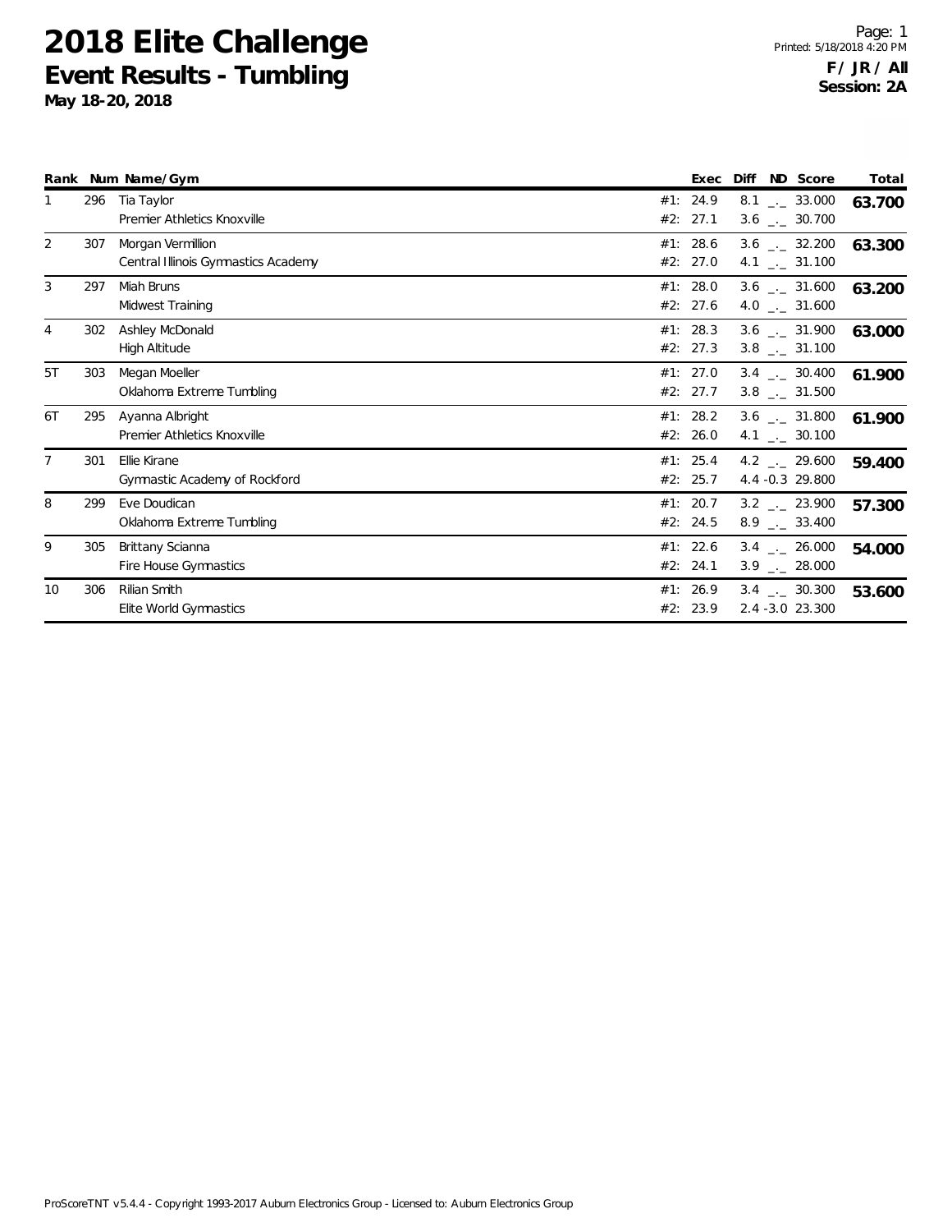# 2018 Elite Challenge

## Event Results - Tumbling

**May 18-20, 2018**

**F / JR / All**
**Session: 2A**

| Rank | Num | Name/Gym | | Exec | Diff | ND | Score | Total |
|---|---|---|---|---|---|---|---|---|
| 1 | 296 | Tia Taylor | #1: | 24.9 | 8.1 | _._ | 33.000 | **63.700** |
| | | Premier Athletics Knoxville | #2: | 27.1 | 3.6 | _._ | 30.700 | |
| 2 | 307 | Morgan Vermillion | #1: | 28.6 | 3.6 | _._ | 32.200 | **63.300** |
| | | Central Illinois Gymnastics Academy | #2: | 27.0 | 4.1 | _._ | 31.100 | |
| 3 | 297 | Miah Bruns | #1: | 28.0 | 3.6 | _._ | 31.600 | **63.200** |
| | | Midwest Training | #2: | 27.6 | 4.0 | _._ | 31.600 | |
| 4 | 302 | Ashley McDonald | #1: | 28.3 | 3.6 | _._ | 31.900 | **63.000** |
| | | High Altitude | #2: | 27.3 | 3.8 | _._ | 31.100 | |
| 5T | 303 | Megan Moeller | #1: | 27.0 | 3.4 | _._ | 30.400 | **61.900** |
| | | Oklahoma Extreme Tumbling | #2: | 27.7 | 3.8 | _._ | 31.500 | |
| 6T | 295 | Ayanna Albright | #1: | 28.2 | 3.6 | _._ | 31.800 | **61.900** |
| | | Premier Athletics Knoxville | #2: | 26.0 | 4.1 | _._ | 30.100 | |
| 7 | 301 | Ellie Kirane | #1: | 25.4 | 4.2 | _._ | 29.600 | **59.400** |
| | | Gymnastic Academy of Rockford | #2: | 25.7 | 4.4 | -0.3 | 29.800 | |
| 8 | 299 | Eve Doudican | #1: | 20.7 | 3.2 | _._ | 23.900 | **57.300** |
| | | Oklahoma Extreme Tumbling | #2: | 24.5 | 8.9 | _._ | 33.400 | |
| 9 | 305 | Brittany Scianna | #1: | 22.6 | 3.4 | _._ | 26.000 | **54.000** |
| | | Fire House Gymnastics | #2: | 24.1 | 3.9 | _._ | 28.000 | |
| 10 | 306 | Rilian Smith | #1: | 26.9 | 3.4 | _._ | 30.300 | **53.600** |
| | | Elite World Gymnastics | #2: | 23.9 | 2.4 | -3.0 | 23.300 | |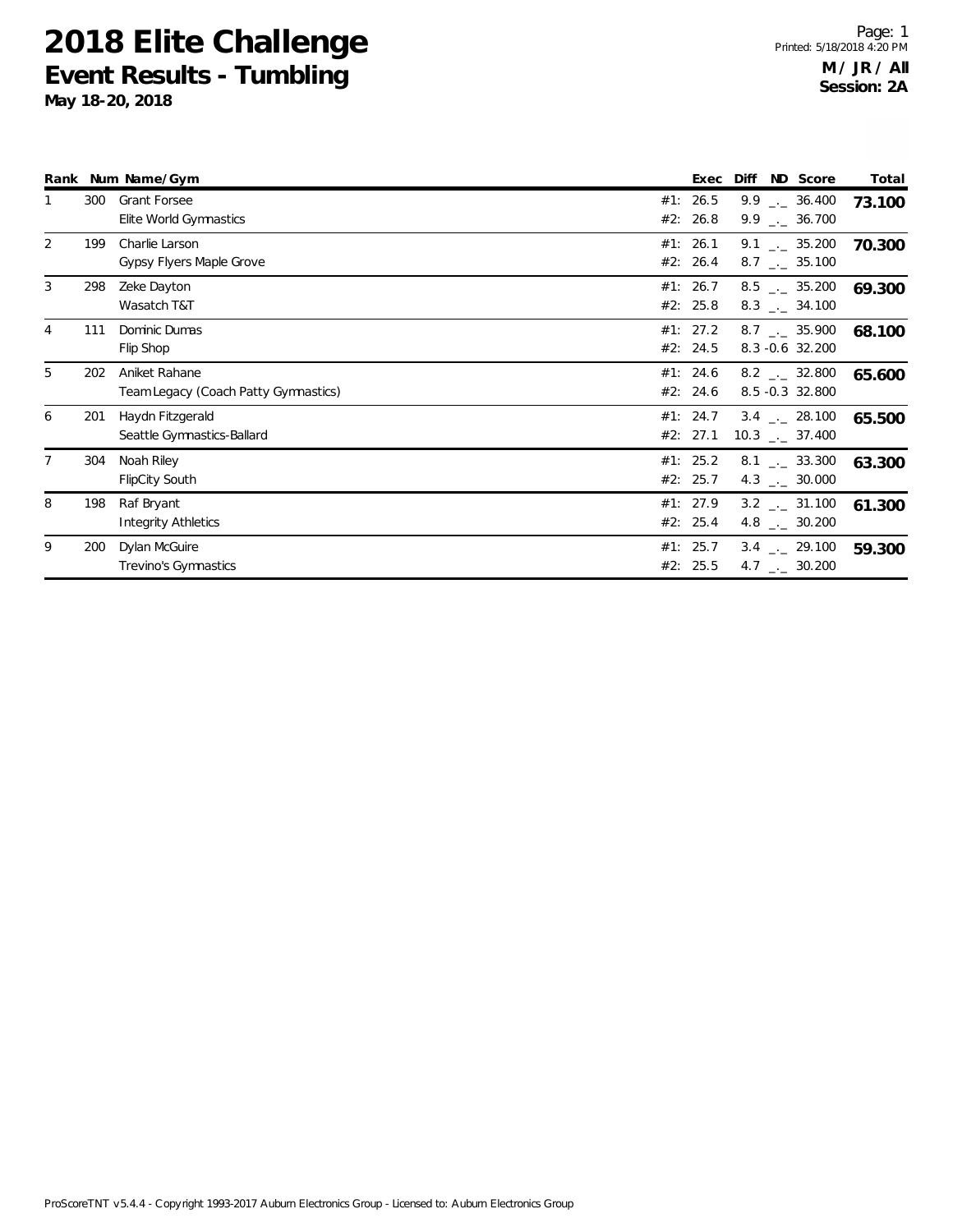# 2018 Elite Challenge

## Event Results - Tumbling

**May 18-20, 2018**

**M / JR / All**
**Session: 2A**

| Rank | Num | Name/Gym | | Exec | Diff | ND | Score | Total |
|---|---|---|---|---|---|---|---|---|
| 1 | 300 | Grant Forsee | #1: | 26.5 | 9.9 | _._ | 36.400 | **73.100** |
| | | Elite World Gymnastics | #2: | 26.8 | 9.9 | _._ | 36.700 | |
| 2 | 199 | Charlie Larson | #1: | 26.1 | 9.1 | _._ | 35.200 | **70.300** |
| | | Gypsy Flyers Maple Grove | #2: | 26.4 | 8.7 | _._ | 35.100 | |
| 3 | 298 | Zeke Dayton | #1: | 26.7 | 8.5 | _._ | 35.200 | **69.300** |
| | | Wasatch T&T | #2: | 25.8 | 8.3 | _._ | 34.100 | |
| 4 | 111 | Dominic Dumas | #1: | 27.2 | 8.7 | _._ | 35.900 | **68.100** |
| | | Flip Shop | #2: | 24.5 | 8.3 | -0.6 | 32.200 | |
| 5 | 202 | Aniket Rahane | #1: | 24.6 | 8.2 | _._ | 32.800 | **65.600** |
| | | Team Legacy (Coach Patty Gymnastics) | #2: | 24.6 | 8.5 | -0.3 | 32.800 | |
| 6 | 201 | Haydn Fitzgerald | #1: | 24.7 | 3.4 | _._ | 28.100 | **65.500** |
| | | Seattle Gymnastics-Ballard | #2: | 27.1 | 10.3 | _._ | 37.400 | |
| 7 | 304 | Noah Riley | #1: | 25.2 | 8.1 | _._ | 33.300 | **63.300** |
| | | FlipCity South | #2: | 25.7 | 4.3 | _._ | 30.000 | |
| 8 | 198 | Raf Bryant | #1: | 27.9 | 3.2 | _._ | 31.100 | **61.300** |
| | | Integrity Athletics | #2: | 25.4 | 4.8 | _._ | 30.200 | |
| 9 | 200 | Dylan McGuire | #1: | 25.7 | 3.4 | _._ | 29.100 | **59.300** |
| | | Trevino's Gymnastics | #2: | 25.5 | 4.7 | _._ | 30.200 | |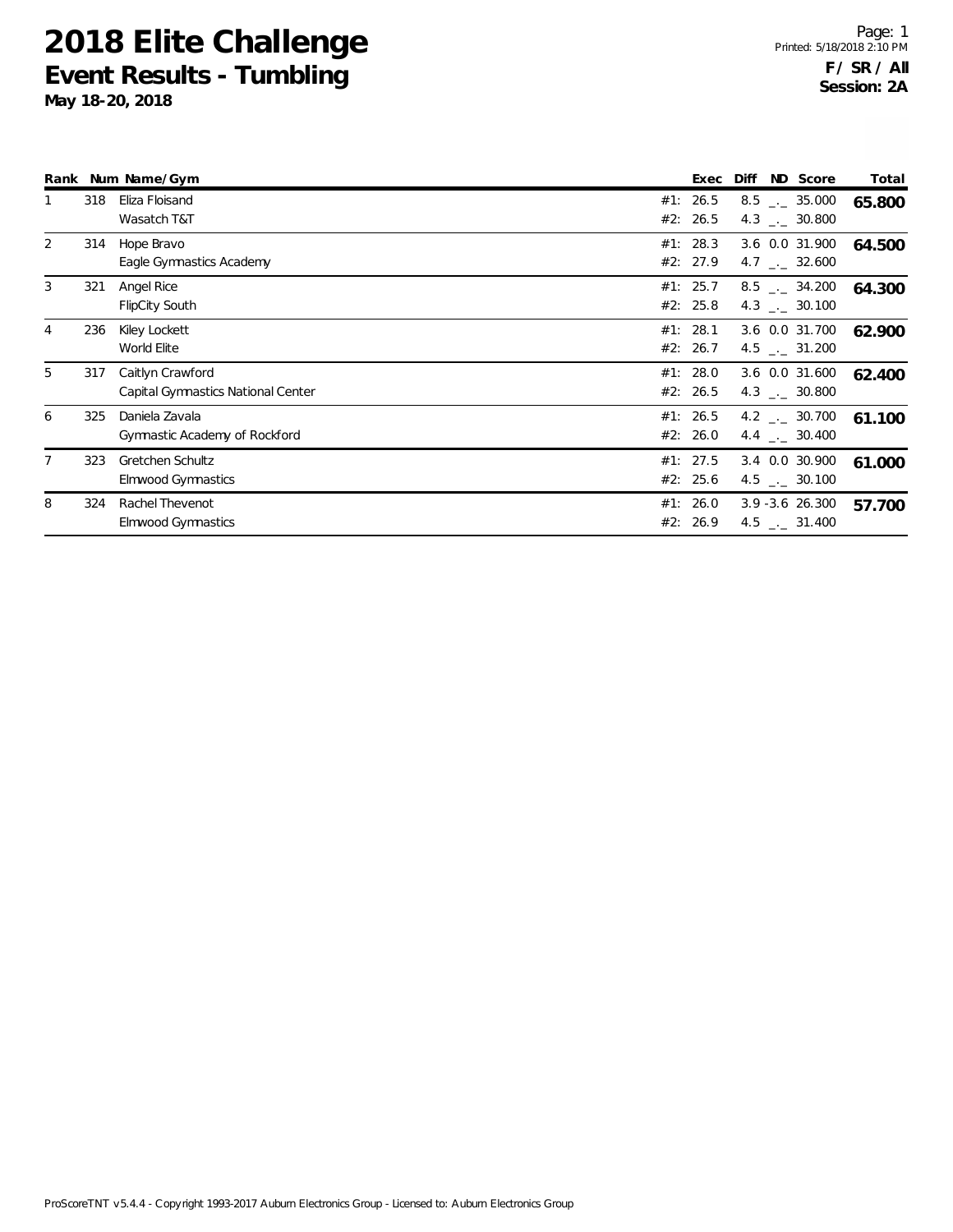# 2018 Elite Challenge

## Event Results - Tumbling

**May 18-20, 2018**

**F / SR / All**
**Session: 2A**

| Rank | Num | Name/Gym | | Exec | Diff | ND | Score | Total |
|---|---|---|---|---|---|---|---|---|
| 1 | 318 | Eliza Floisand | #1: | 26.5 | 8.5 | _._ | 35.000 | **65.800** |
| | | Wasatch T&T | #2: | 26.5 | 4.3 | _._ | 30.800 | |
| 2 | 314 | Hope Bravo | #1: | 28.3 | 3.6 | 0.0 | 31.900 | **64.500** |
| | | Eagle Gymnastics Academy | #2: | 27.9 | 4.7 | _._ | 32.600 | |
| 3 | 321 | Angel Rice | #1: | 25.7 | 8.5 | _._ | 34.200 | **64.300** |
| | | FlipCity South | #2: | 25.8 | 4.3 | _._ | 30.100 | |
| 4 | 236 | Kiley Lockett | #1: | 28.1 | 3.6 | 0.0 | 31.700 | **62.900** |
| | | World Elite | #2: | 26.7 | 4.5 | _._ | 31.200 | |
| 5 | 317 | Caitlyn Crawford | #1: | 28.0 | 3.6 | 0.0 | 31.600 | **62.400** |
| | | Capital Gymnastics National Center | #2: | 26.5 | 4.3 | _._ | 30.800 | |
| 6 | 325 | Daniela Zavala | #1: | 26.5 | 4.2 | _._ | 30.700 | **61.100** |
| | | Gymnastic Academy of Rockford | #2: | 26.0 | 4.4 | _._ | 30.400 | |
| 7 | 323 | Gretchen Schultz | #1: | 27.5 | 3.4 | 0.0 | 30.900 | **61.000** |
| | | Elmwood Gymnastics | #2: | 25.6 | 4.5 | _._ | 30.100 | |
| 8 | 324 | Rachel Thevenot | #1: | 26.0 | 3.9 | -3.6 | 26.300 | **57.700** |
| | | Elmwood Gymnastics | #2: | 26.9 | 4.5 | _._ | 31.400 | |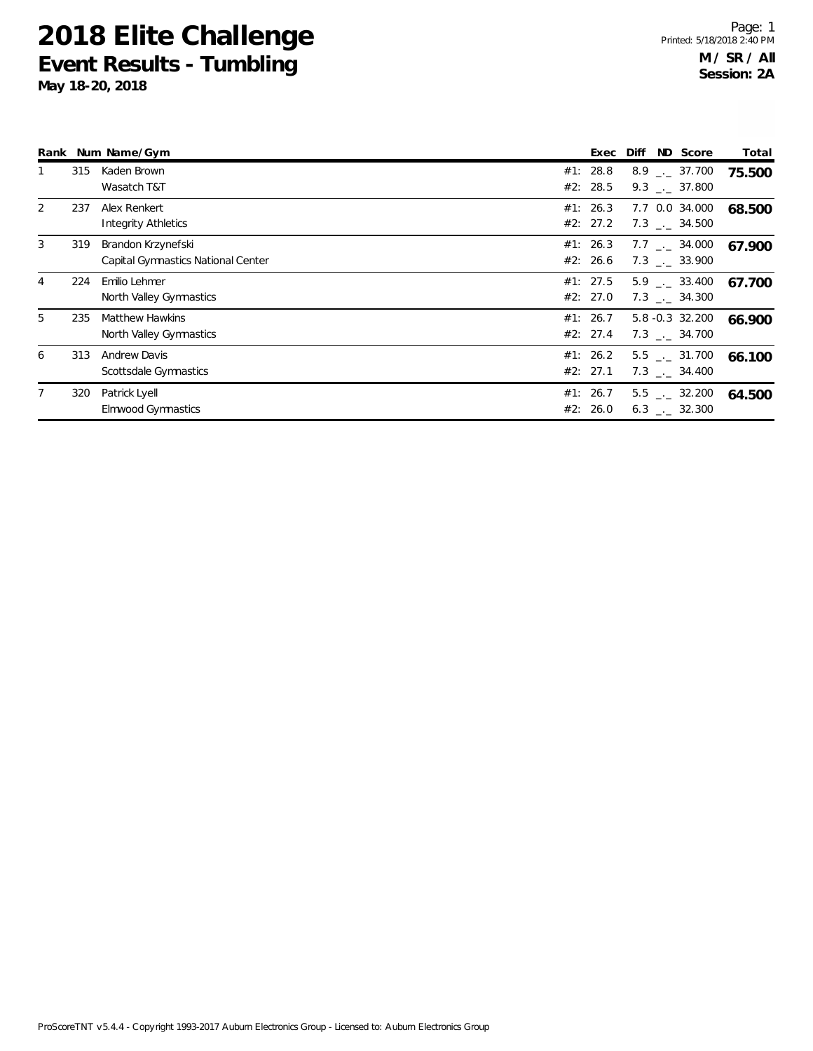# 2018 Elite Challenge
## Event Results - Tumbling
**May 18-20, 2018**

Page: 1
Printed: 5/18/2018 2:40 PM
**M / SR / All**
**Session: 2A**

| Rank | Num | Name/Gym | | Exec | Diff | ND | Score | Total |
|---|---|---|---|---|---|---|---|---|
| 1 | 315 | Kaden Brown | #1: | 28.8 | 8.9 | _._ | 37.700 | **75.500** |
| | | Wasatch T&T | #2: | 28.5 | 9.3 | _._ | 37.800 | |
| 2 | 237 | Alex Renkert | #1: | 26.3 | 7.7 | 0.0 | 34.000 | **68.500** |
| | | Integrity Athletics | #2: | 27.2 | 7.3 | _._ | 34.500 | |
| 3 | 319 | Brandon Krzynefski | #1: | 26.3 | 7.7 | _._ | 34.000 | **67.900** |
| | | Capital Gymnastics National Center | #2: | 26.6 | 7.3 | _._ | 33.900 | |
| 4 | 224 | Emilio Lehmer | #1: | 27.5 | 5.9 | _._ | 33.400 | **67.700** |
| | | North Valley Gymnastics | #2: | 27.0 | 7.3 | _._ | 34.300 | |
| 5 | 235 | Matthew Hawkins | #1: | 26.7 | 5.8 | -0.3 | 32.200 | **66.900** |
| | | North Valley Gymnastics | #2: | 27.4 | 7.3 | _._ | 34.700 | |
| 6 | 313 | Andrew Davis | #1: | 26.2 | 5.5 | _._ | 31.700 | **66.100** |
| | | Scottsdale Gymnastics | #2: | 27.1 | 7.3 | _._ | 34.400 | |
| 7 | 320 | Patrick Lyell | #1: | 26.7 | 5.5 | _._ | 32.200 | **64.500** |
| | | Elmwood Gymnastics | #2: | 26.0 | 6.3 | _._ | 32.300 | |

ProScoreTNT v5.4.4 - Copyright 1993-2017 Auburn Electronics Group - Licensed to: Auburn Electronics Group